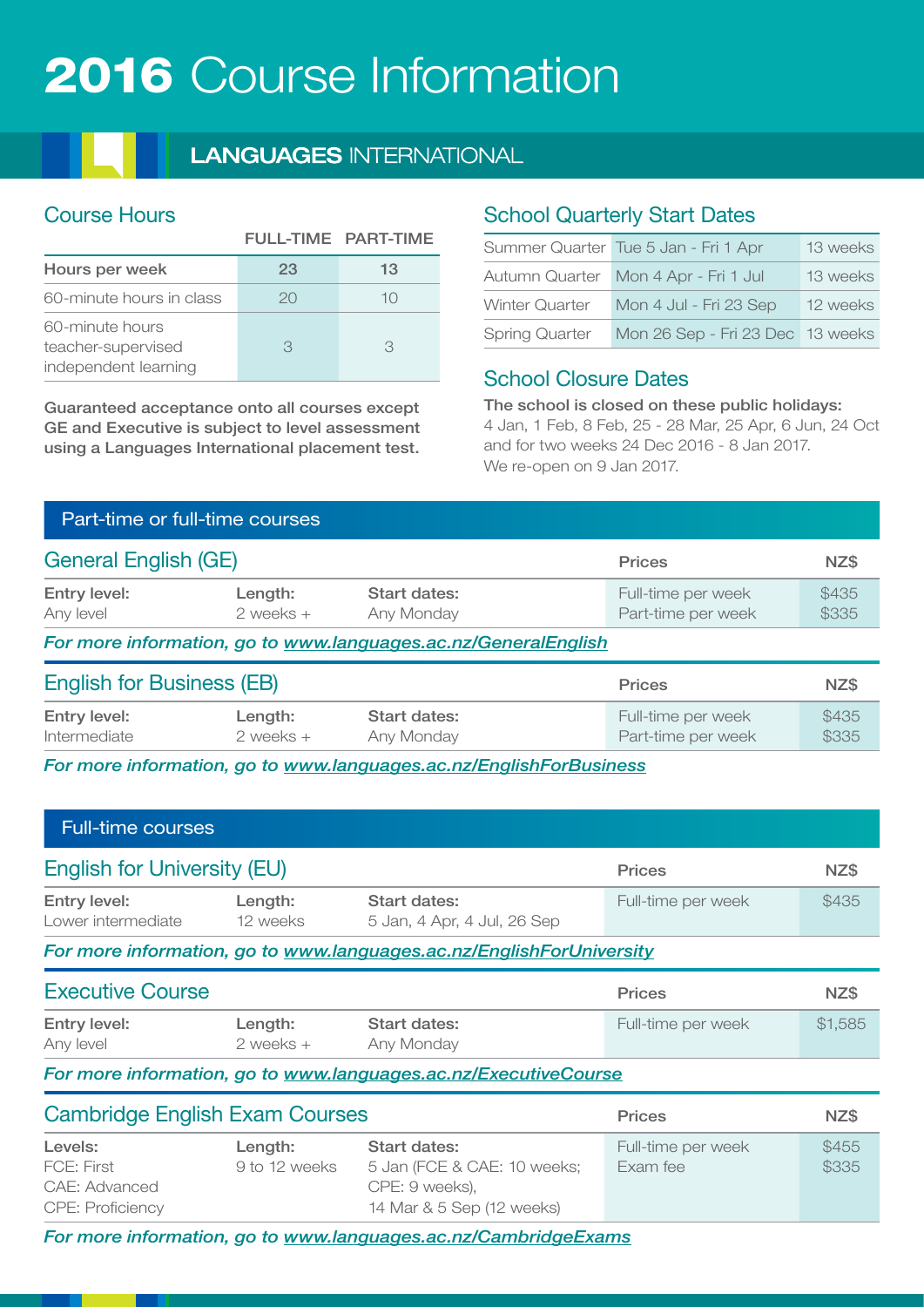# 2016 Course Information

## LANGUAGES INTERNATIONAL

### Course Hours

| | FULL-TIME | PART-TIME |
|---|---|---|
| Hours per week | 23 | 13 |
| 60-minute hours in class | 20 | 10 |
| 60-minute hours teacher-supervised independent learning | 3 | 3 |

**Guaranteed acceptance onto all courses except GE and Executive is subject to level assessment using a Languages International placement test.**

### School Quarterly Start Dates

| | | |
|---|---|---|
| Summer Quarter | Tue 5 Jan - Fri 1 Apr | 13 weeks |
| Autumn Quarter | Mon 4 Apr - Fri 1 Jul | 13 weeks |
| Winter Quarter | Mon 4 Jul - Fri 23 Sep | 12 weeks |
| Spring Quarter | Mon 26 Sep - Fri 23 Dec | 13 weeks |

### School Closure Dates

**The school is closed on these public holidays:**
4 Jan, 1 Feb, 8 Feb, 25 - 28 Mar, 25 Apr, 6 Jun, 24 Oct and for two weeks 24 Dec 2016 - 8 Jan 2017.
We re-open on 9 Jan 2017.

## Part-time or full-time courses

### General English (GE)

| Entry level: | Length: | Start dates: | Prices | NZ$ |
|---|---|---|---|---|
| Any level | 2 weeks + | Any Monday | Full-time per week | $435 |
| | | | Part-time per week | $335 |

***For more information, go to www.languages.ac.nz/GeneralEnglish***

### English for Business (EB)

| Entry level: | Length: | Start dates: | Prices | NZ$ |
|---|---|---|---|---|
| Intermediate | 2 weeks + | Any Monday | Full-time per week | $435 |
| | | | Part-time per week | $335 |

***For more information, go to www.languages.ac.nz/EnglishForBusiness***

## Full-time courses

### English for University (EU)

| Entry level: | Length: | Start dates: | Prices | NZ$ |
|---|---|---|---|---|
| Lower intermediate | 12 weeks | 5 Jan, 4 Apr, 4 Jul, 26 Sep | Full-time per week | $435 |

***For more information, go to www.languages.ac.nz/EnglishForUniversity***

### Executive Course

| Entry level: | Length: | Start dates: | Prices | NZ$ |
|---|---|---|---|---|
| Any level | 2 weeks + | Any Monday | Full-time per week | $1,585 |

***For more information, go to www.languages.ac.nz/ExecutiveCourse***

### Cambridge English Exam Courses

| Levels: | Length: | Start dates: | Prices | NZ$ |
|---|---|---|---|---|
| FCE: First | 9 to 12 weeks | 5 Jan (FCE & CAE: 10 weeks; | Full-time per week | $455 |
| CAE: Advanced | | CPE: 9 weeks), | Exam fee | $335 |
| CPE: Proficiency | | 14 Mar & 5 Sep (12 weeks) | | |

***For more information, go to www.languages.ac.nz/CambridgeExams***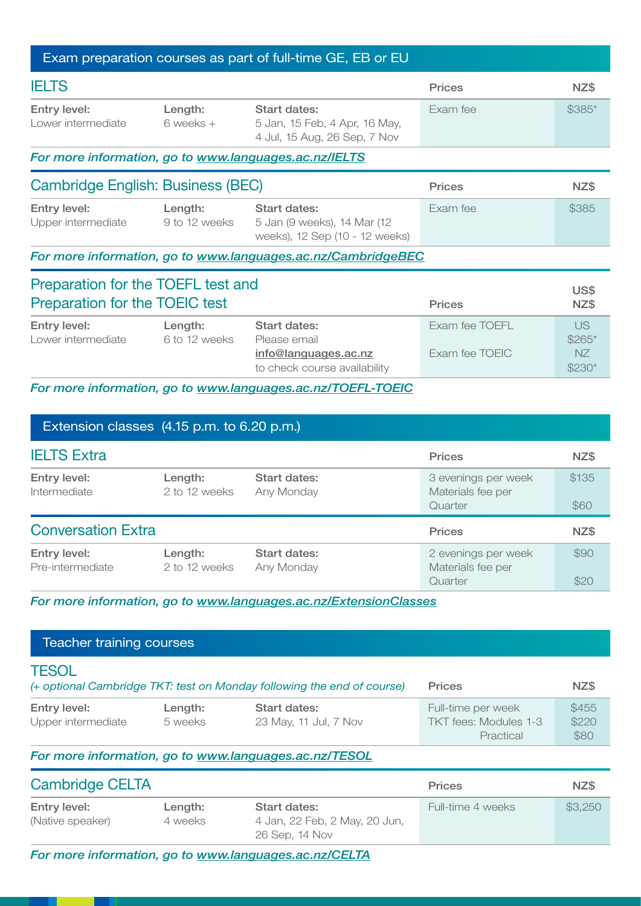## Exam preparation courses as part of full-time GE, EB or EU

### IELTS

| Entry level: | Length: | Start dates: | Prices | NZ$ |
|---|---|---|---|---|
| Lower intermediate | 6 weeks + | 5 Jan, 15 Feb, 4 Apr, 16 May, 4 Jul, 15 Aug, 26 Sep, 7 Nov | Exam fee | $385* |

***For more information, go to www.languages.ac.nz/IELTS***

### Cambridge English: Business (BEC)

| Entry level: | Length: | Start dates: | Prices | NZ$ |
|---|---|---|---|---|
| Upper intermediate | 9 to 12 weeks | 5 Jan (9 weeks), 14 Mar (12 weeks), 12 Sep (10 - 12 weeks) | Exam fee | $385 |

***For more information, go to www.languages.ac.nz/CambridgeBEC***

### Preparation for the TOEFL test and Preparation for the TOEIC test

| Entry level: | Length: | Start dates: | Prices | US$ NZ$ |
|---|---|---|---|---|
| Lower intermediate | 6 to 12 weeks | Please email info@languages.ac.nz to check course availability | Exam fee TOEFL | US $265* |
| | | | Exam fee TOEIC | NZ $230* |

***For more information, go to www.languages.ac.nz/TOEFL-TOEIC***

## Extension classes (4.15 p.m. to 6.20 p.m.)

### IELTS Extra

| Entry level: | Length: | Start dates: | Prices | NZ$ |
|---|---|---|---|---|
| Intermediate | 2 to 12 weeks | Any Monday | 3 evenings per week | $135 |
| | | | Materials fee per Quarter | $60 |

### Conversation Extra

| Entry level: | Length: | Start dates: | Prices | NZ$ |
|---|---|---|---|---|
| Pre-intermediate | 2 to 12 weeks | Any Monday | 2 evenings per week | $90 |
| | | | Materials fee per Quarter | $20 |

***For more information, go to www.languages.ac.nz/ExtensionClasses***

## Teacher training courses

### TESOL

*(+ optional Cambridge TKT: test on Monday following the end of course)*

| Entry level: | Length: | Start dates: | Prices | NZ$ |
|---|---|---|---|---|
| Upper intermediate | 5 weeks | 23 May, 11 Jul, 7 Nov | Full-time per week | $455 |
| | | | TKT fees: Modules 1-3 | $220 |
| | | | Practical | $80 |

***For more information, go to www.languages.ac.nz/TESOL***

### Cambridge CELTA

| Entry level: | Length: | Start dates: | Prices | NZ$ |
|---|---|---|---|---|
| (Native speaker) | 4 weeks | 4 Jan, 22 Feb, 2 May, 20 Jun, 26 Sep, 14 Nov | Full-time 4 weeks | $3,250 |

***For more information, go to www.languages.ac.nz/CELTA***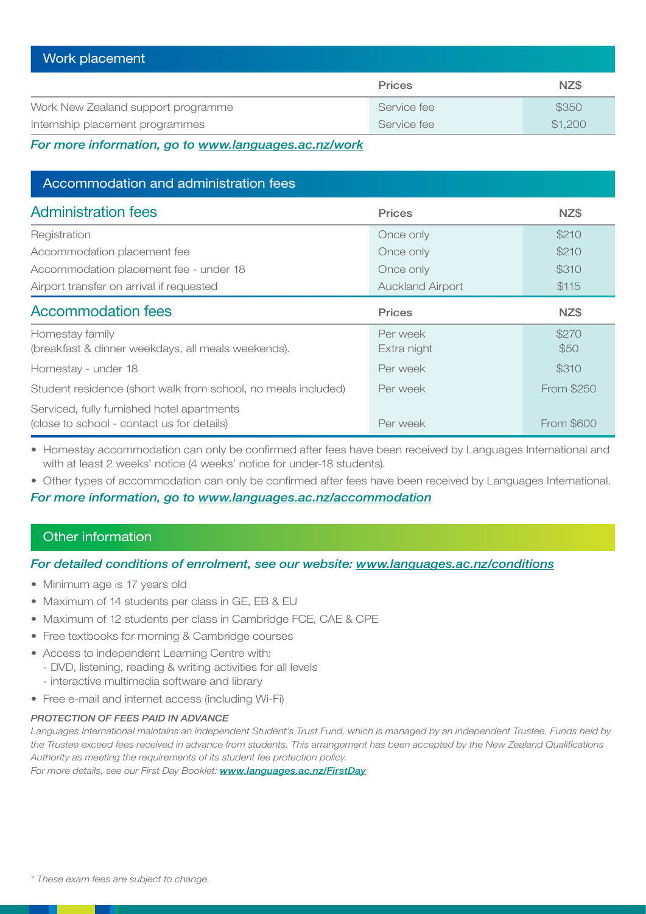## Work placement

| | Prices | NZ$ |
|---|---|---|
| Work New Zealand support programme | Service fee | $350 |
| Internship placement programmes | Service fee | $1,200 |

***For more information, go to [www.languages.ac.nz/work](www.languages.ac.nz/work)***

## Accommodation and administration fees

| Administration fees | Prices | NZ$ |
|---|---|---|
| Registration | Once only | $210 |
| Accommodation placement fee | Once only | $210 |
| Accommodation placement fee - under 18 | Once only | $310 |
| Airport transfer on arrival if requested | Auckland Airport | $115 |

| Accommodation fees | Prices | NZ$ |
|---|---|---|
| Homestay family (breakfast & dinner weekdays, all meals weekends). | Per week<br>Extra night | $270<br>$50 |
| Homestay - under 18 | Per week | $310 |
| Student residence (short walk from school, no meals included) | Per week | From $250 |
| Serviced, fully furnished hotel apartments (close to school - contact us for details) | Per week | From $600 |

- Homestay accommodation can only be confirmed after fees have been received by Languages International and with at least 2 weeks' notice (4 weeks' notice for under-18 students).
- Other types of accommodation can only be confirmed after fees have been received by Languages International.

***For more information, go to [www.languages.ac.nz/accommodation](www.languages.ac.nz/accommodation)***

## Other information

***For detailed conditions of enrolment, see our website: [www.languages.ac.nz/conditions](www.languages.ac.nz/conditions)***

- Minimum age is 17 years old
- Maximum of 14 students per class in GE, EB & EU
- Maximum of 12 students per class in Cambridge FCE, CAE & CPE
- Free textbooks for morning & Cambridge courses
- Access to independent Learning Centre with:
  - DVD, listening, reading & writing activities for all levels
  - interactive multimedia software and library
- Free e-mail and internet access (including Wi-Fi)

***PROTECTION OF FEES PAID IN ADVANCE***

*Languages International maintains an independent Student's Trust Fund, which is managed by an independent Trustee. Funds held by the Trustee exceed fees received in advance from students. This arrangement has been accepted by the New Zealand Qualifications Authority as meeting the requirements of its student fee protection policy.*

*For more details, see our First Day Booklet: **[www.languages.ac.nz/FirstDay](www.languages.ac.nz/FirstDay)***

*\* These exam fees are subject to change.*